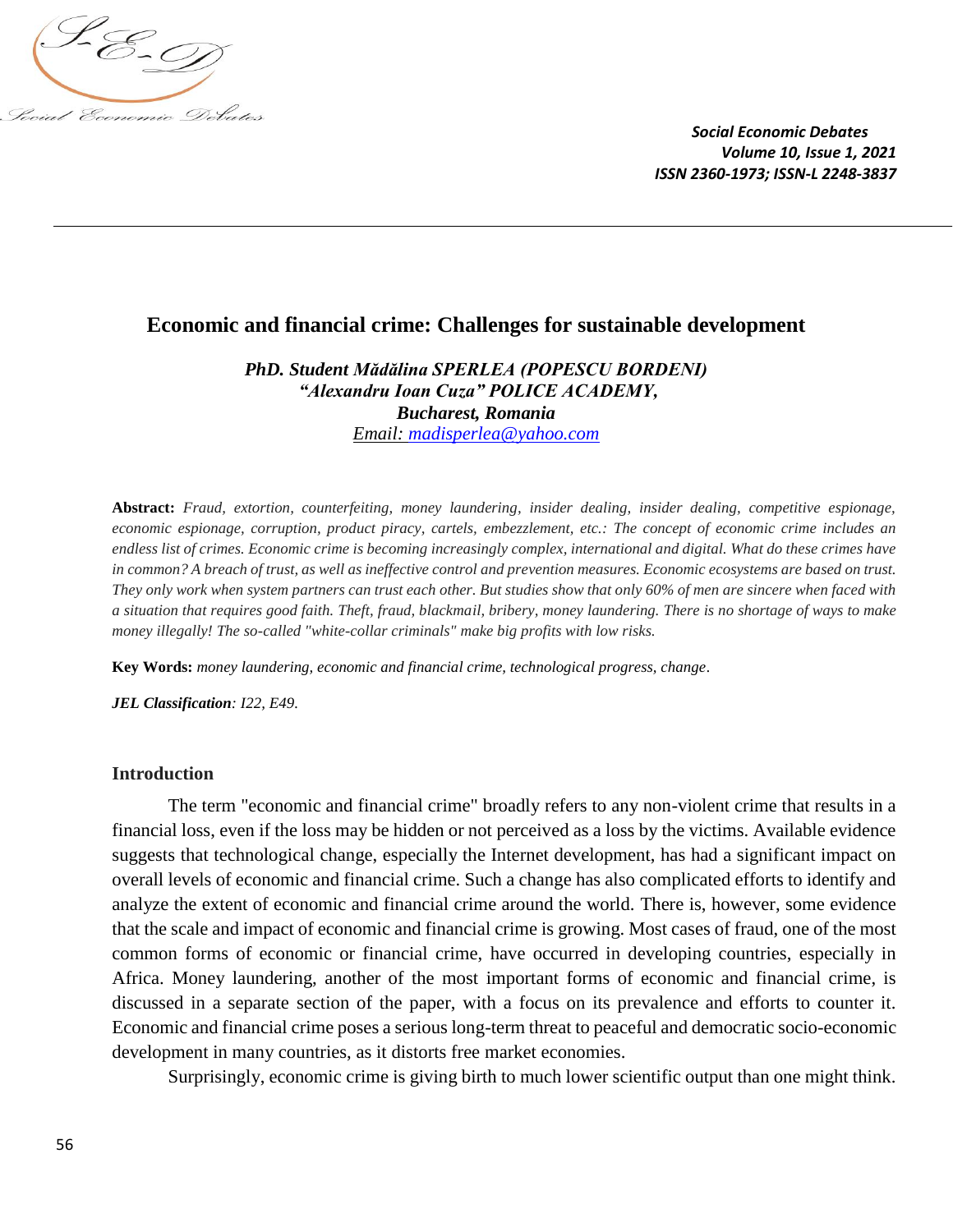# Economic and financial crime: Challenges for sustainable development

***PhD. Student Mădălina SPERLEA (POPESCU BORDENI)***
***"Alexandru Ioan Cuza" POLICE ACADEMY,***
***Bucharest, Romania***
*Email: madisperlea@yahoo.com*

**Abstract:** *Fraud, extortion, counterfeiting, money laundering, insider dealing, insider dealing, competitive espionage, economic espionage, corruption, product piracy, cartels, embezzlement, etc.: The concept of economic crime includes an endless list of crimes. Economic crime is becoming increasingly complex, international and digital. What do these crimes have in common? A breach of trust, as well as ineffective control and prevention measures. Economic ecosystems are based on trust. They only work when system partners can trust each other. But studies show that only 60% of men are sincere when faced with a situation that requires good faith. Theft, fraud, blackmail, bribery, money laundering. There is no shortage of ways to make money illegally! The so-called "white-collar criminals" make big profits with low risks.*

**Key Words:** *money laundering, economic and financial crime, technological progress, change*.

***JEL Classification****: I22, E49.*

## Introduction

The term "economic and financial crime" broadly refers to any non-violent crime that results in a financial loss, even if the loss may be hidden or not perceived as a loss by the victims. Available evidence suggests that technological change, especially the Internet development, has had a significant impact on overall levels of economic and financial crime. Such a change has also complicated efforts to identify and analyze the extent of economic and financial crime around the world. There is, however, some evidence that the scale and impact of economic and financial crime is growing. Most cases of fraud, one of the most common forms of economic or financial crime, have occurred in developing countries, especially in Africa. Money laundering, another of the most important forms of economic and financial crime, is discussed in a separate section of the paper, with a focus on its prevalence and efforts to counter it. Economic and financial crime poses a serious long-term threat to peaceful and democratic socio-economic development in many countries, as it distorts free market economies.

Surprisingly, economic crime is giving birth to much lower scientific output than one might think.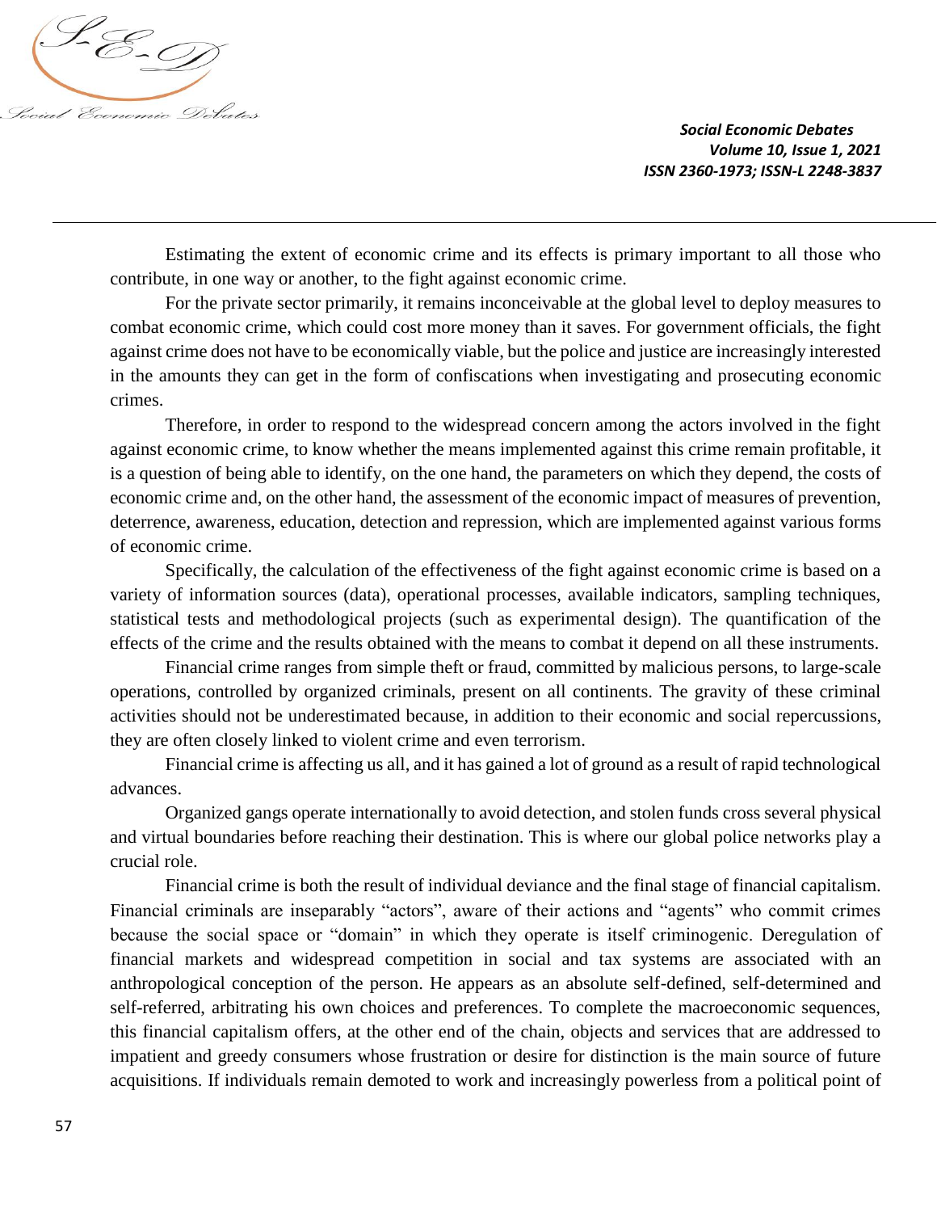Estimating the extent of economic crime and its effects is primary important to all those who contribute, in one way or another, to the fight against economic crime.

For the private sector primarily, it remains inconceivable at the global level to deploy measures to combat economic crime, which could cost more money than it saves. For government officials, the fight against crime does not have to be economically viable, but the police and justice are increasingly interested in the amounts they can get in the form of confiscations when investigating and prosecuting economic crimes.

Therefore, in order to respond to the widespread concern among the actors involved in the fight against economic crime, to know whether the means implemented against this crime remain profitable, it is a question of being able to identify, on the one hand, the parameters on which they depend, the costs of economic crime and, on the other hand, the assessment of the economic impact of measures of prevention, deterrence, awareness, education, detection and repression, which are implemented against various forms of economic crime.

Specifically, the calculation of the effectiveness of the fight against economic crime is based on a variety of information sources (data), operational processes, available indicators, sampling techniques, statistical tests and methodological projects (such as experimental design). The quantification of the effects of the crime and the results obtained with the means to combat it depend on all these instruments.

Financial crime ranges from simple theft or fraud, committed by malicious persons, to large-scale operations, controlled by organized criminals, present on all continents. The gravity of these criminal activities should not be underestimated because, in addition to their economic and social repercussions, they are often closely linked to violent crime and even terrorism.

Financial crime is affecting us all, and it has gained a lot of ground as a result of rapid technological advances.

Organized gangs operate internationally to avoid detection, and stolen funds cross several physical and virtual boundaries before reaching their destination. This is where our global police networks play a crucial role.

Financial crime is both the result of individual deviance and the final stage of financial capitalism. Financial criminals are inseparably "actors", aware of their actions and "agents" who commit crimes because the social space or "domain" in which they operate is itself criminogenic. Deregulation of financial markets and widespread competition in social and tax systems are associated with an anthropological conception of the person. He appears as an absolute self-defined, self-determined and self-referred, arbitrating his own choices and preferences. To complete the macroeconomic sequences, this financial capitalism offers, at the other end of the chain, objects and services that are addressed to impatient and greedy consumers whose frustration or desire for distinction is the main source of future acquisitions. If individuals remain demoted to work and increasingly powerless from a political point of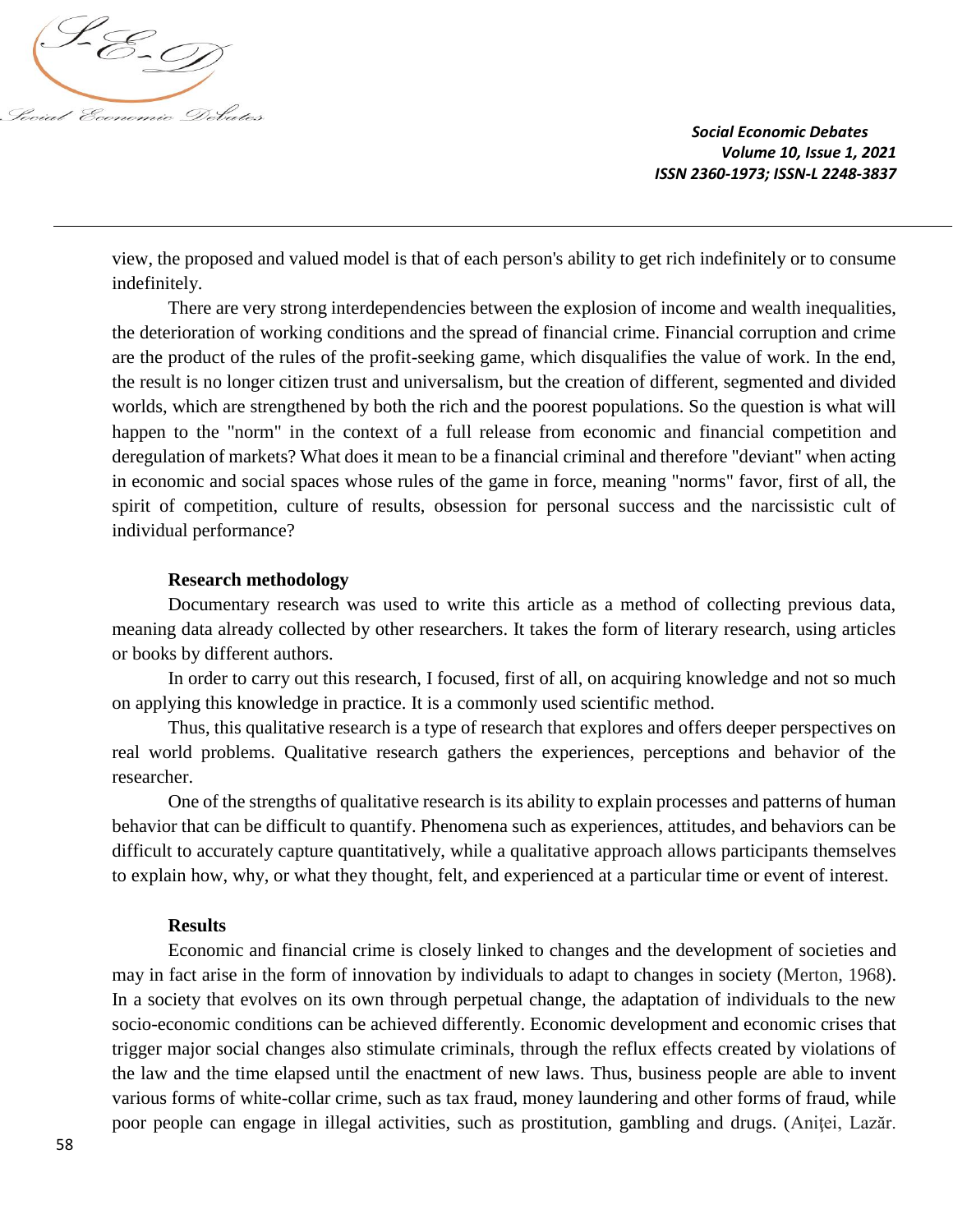view, the proposed and valued model is that of each person's ability to get rich indefinitely or to consume indefinitely.

There are very strong interdependencies between the explosion of income and wealth inequalities, the deterioration of working conditions and the spread of financial crime. Financial corruption and crime are the product of the rules of the profit-seeking game, which disqualifies the value of work. In the end, the result is no longer citizen trust and universalism, but the creation of different, segmented and divided worlds, which are strengthened by both the rich and the poorest populations. So the question is what will happen to the "norm" in the context of a full release from economic and financial competition and deregulation of markets? What does it mean to be a financial criminal and therefore "deviant" when acting in economic and social spaces whose rules of the game in force, meaning "norms" favor, first of all, the spirit of competition, culture of results, obsession for personal success and the narcissistic cult of individual performance?

**Research methodology**

Documentary research was used to write this article as a method of collecting previous data, meaning data already collected by other researchers. It takes the form of literary research, using articles or books by different authors.

In order to carry out this research, I focused, first of all, on acquiring knowledge and not so much on applying this knowledge in practice. It is a commonly used scientific method.

Thus, this qualitative research is a type of research that explores and offers deeper perspectives on real world problems. Qualitative research gathers the experiences, perceptions and behavior of the researcher.

One of the strengths of qualitative research is its ability to explain processes and patterns of human behavior that can be difficult to quantify. Phenomena such as experiences, attitudes, and behaviors can be difficult to accurately capture quantitatively, while a qualitative approach allows participants themselves to explain how, why, or what they thought, felt, and experienced at a particular time or event of interest.

**Results**

Economic and financial crime is closely linked to changes and the development of societies and may in fact arise in the form of innovation by individuals to adapt to changes in society (Merton, 1968). In a society that evolves on its own through perpetual change, the adaptation of individuals to the new socio-economic conditions can be achieved differently. Economic development and economic crises that trigger major social changes also stimulate criminals, through the reflux effects created by violations of the law and the time elapsed until the enactment of new laws. Thus, business people are able to invent various forms of white-collar crime, such as tax fraud, money laundering and other forms of fraud, while poor people can engage in illegal activities, such as prostitution, gambling and drugs. (Aniţei, Lazăr.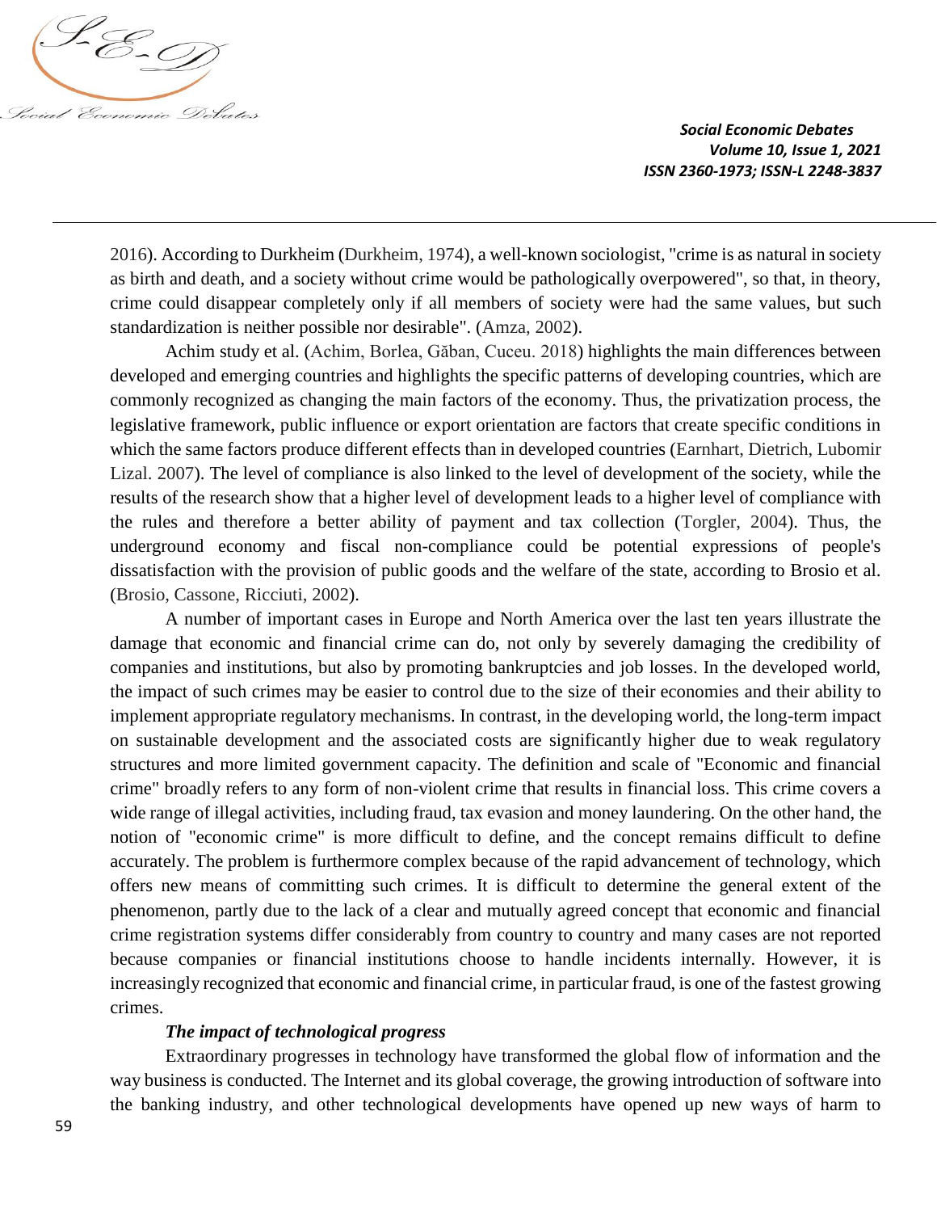2016). According to Durkheim (Durkheim, 1974), a well-known sociologist, "crime is as natural in society as birth and death, and a society without crime would be pathologically overpowered", so that, in theory, crime could disappear completely only if all members of society were had the same values, but such standardization is neither possible nor desirable". (Amza, 2002).

Achim study et al. (Achim, Borlea, Găban, Cuceu. 2018) highlights the main differences between developed and emerging countries and highlights the specific patterns of developing countries, which are commonly recognized as changing the main factors of the economy. Thus, the privatization process, the legislative framework, public influence or export orientation are factors that create specific conditions in which the same factors produce different effects than in developed countries (Earnhart, Dietrich, Lubomir Lizal. 2007). The level of compliance is also linked to the level of development of the society, while the results of the research show that a higher level of development leads to a higher level of compliance with the rules and therefore a better ability of payment and tax collection (Torgler, 2004). Thus, the underground economy and fiscal non-compliance could be potential expressions of people's dissatisfaction with the provision of public goods and the welfare of the state, according to Brosio et al. (Brosio, Cassone, Ricciuti, 2002).

A number of important cases in Europe and North America over the last ten years illustrate the damage that economic and financial crime can do, not only by severely damaging the credibility of companies and institutions, but also by promoting bankruptcies and job losses. In the developed world, the impact of such crimes may be easier to control due to the size of their economies and their ability to implement appropriate regulatory mechanisms. In contrast, in the developing world, the long-term impact on sustainable development and the associated costs are significantly higher due to weak regulatory structures and more limited government capacity. The definition and scale of "Economic and financial crime" broadly refers to any form of non-violent crime that results in financial loss. This crime covers a wide range of illegal activities, including fraud, tax evasion and money laundering. On the other hand, the notion of "economic crime" is more difficult to define, and the concept remains difficult to define accurately. The problem is furthermore complex because of the rapid advancement of technology, which offers new means of committing such crimes. It is difficult to determine the general extent of the phenomenon, partly due to the lack of a clear and mutually agreed concept that economic and financial crime registration systems differ considerably from country to country and many cases are not reported because companies or financial institutions choose to handle incidents internally. However, it is increasingly recognized that economic and financial crime, in particular fraud, is one of the fastest growing crimes.

***The impact of technological progress***

Extraordinary progresses in technology have transformed the global flow of information and the way business is conducted. The Internet and its global coverage, the growing introduction of software into the banking industry, and other technological developments have opened up new ways of harm to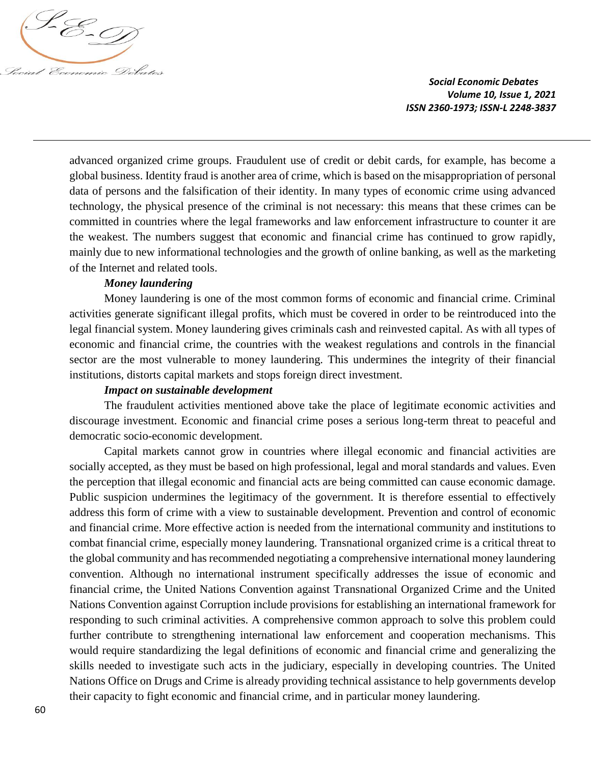advanced organized crime groups. Fraudulent use of credit or debit cards, for example, has become a global business. Identity fraud is another area of crime, which is based on the misappropriation of personal data of persons and the falsification of their identity. In many types of economic crime using advanced technology, the physical presence of the criminal is not necessary: this means that these crimes can be committed in countries where the legal frameworks and law enforcement infrastructure to counter it are the weakest. The numbers suggest that economic and financial crime has continued to grow rapidly, mainly due to new informational technologies and the growth of online banking, as well as the marketing of the Internet and related tools.

***Money laundering***

Money laundering is one of the most common forms of economic and financial crime. Criminal activities generate significant illegal profits, which must be covered in order to be reintroduced into the legal financial system. Money laundering gives criminals cash and reinvested capital. As with all types of economic and financial crime, the countries with the weakest regulations and controls in the financial sector are the most vulnerable to money laundering. This undermines the integrity of their financial institutions, distorts capital markets and stops foreign direct investment.

***Impact on sustainable development***

The fraudulent activities mentioned above take the place of legitimate economic activities and discourage investment. Economic and financial crime poses a serious long-term threat to peaceful and democratic socio-economic development.

Capital markets cannot grow in countries where illegal economic and financial activities are socially accepted, as they must be based on high professional, legal and moral standards and values. Even the perception that illegal economic and financial acts are being committed can cause economic damage. Public suspicion undermines the legitimacy of the government. It is therefore essential to effectively address this form of crime with a view to sustainable development. Prevention and control of economic and financial crime. More effective action is needed from the international community and institutions to combat financial crime, especially money laundering. Transnational organized crime is a critical threat to the global community and has recommended negotiating a comprehensive international money laundering convention. Although no international instrument specifically addresses the issue of economic and financial crime, the United Nations Convention against Transnational Organized Crime and the United Nations Convention against Corruption include provisions for establishing an international framework for responding to such criminal activities. A comprehensive common approach to solve this problem could further contribute to strengthening international law enforcement and cooperation mechanisms. This would require standardizing the legal definitions of economic and financial crime and generalizing the skills needed to investigate such acts in the judiciary, especially in developing countries. The United Nations Office on Drugs and Crime is already providing technical assistance to help governments develop their capacity to fight economic and financial crime, and in particular money laundering.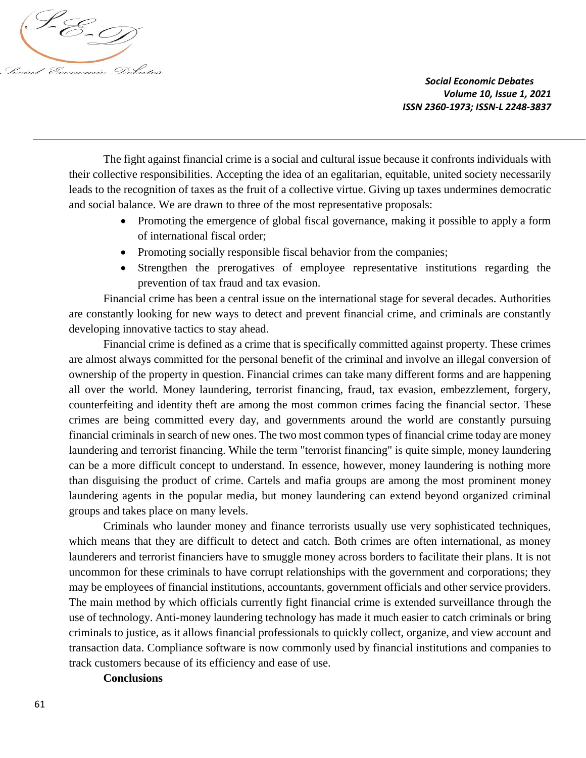The fight against financial crime is a social and cultural issue because it confronts individuals with their collective responsibilities. Accepting the idea of an egalitarian, equitable, united society necessarily leads to the recognition of taxes as the fruit of a collective virtue. Giving up taxes undermines democratic and social balance. We are drawn to three of the most representative proposals:

- Promoting the emergence of global fiscal governance, making it possible to apply a form of international fiscal order;
- Promoting socially responsible fiscal behavior from the companies;
- Strengthen the prerogatives of employee representative institutions regarding the prevention of tax fraud and tax evasion.

Financial crime has been a central issue on the international stage for several decades. Authorities are constantly looking for new ways to detect and prevent financial crime, and criminals are constantly developing innovative tactics to stay ahead.

Financial crime is defined as a crime that is specifically committed against property. These crimes are almost always committed for the personal benefit of the criminal and involve an illegal conversion of ownership of the property in question. Financial crimes can take many different forms and are happening all over the world. Money laundering, terrorist financing, fraud, tax evasion, embezzlement, forgery, counterfeiting and identity theft are among the most common crimes facing the financial sector. These crimes are being committed every day, and governments around the world are constantly pursuing financial criminals in search of new ones. The two most common types of financial crime today are money laundering and terrorist financing. While the term "terrorist financing" is quite simple, money laundering can be a more difficult concept to understand. In essence, however, money laundering is nothing more than disguising the product of crime. Cartels and mafia groups are among the most prominent money laundering agents in the popular media, but money laundering can extend beyond organized criminal groups and takes place on many levels.

Criminals who launder money and finance terrorists usually use very sophisticated techniques, which means that they are difficult to detect and catch. Both crimes are often international, as money launderers and terrorist financiers have to smuggle money across borders to facilitate their plans. It is not uncommon for these criminals to have corrupt relationships with the government and corporations; they may be employees of financial institutions, accountants, government officials and other service providers. The main method by which officials currently fight financial crime is extended surveillance through the use of technology. Anti-money laundering technology has made it much easier to catch criminals or bring criminals to justice, as it allows financial professionals to quickly collect, organize, and view account and transaction data. Compliance software is now commonly used by financial institutions and companies to track customers because of its efficiency and ease of use.

**Conclusions**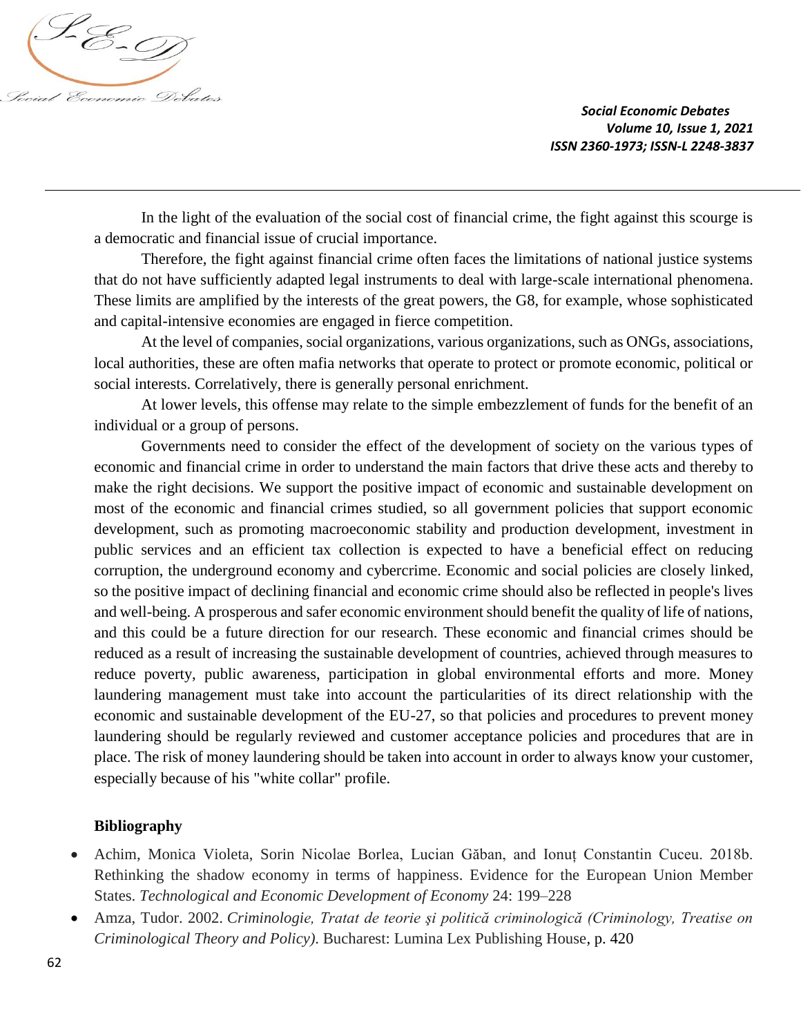In the light of the evaluation of the social cost of financial crime, the fight against this scourge is a democratic and financial issue of crucial importance.

Therefore, the fight against financial crime often faces the limitations of national justice systems that do not have sufficiently adapted legal instruments to deal with large-scale international phenomena. These limits are amplified by the interests of the great powers, the G8, for example, whose sophisticated and capital-intensive economies are engaged in fierce competition.

At the level of companies, social organizations, various organizations, such as ONGs, associations, local authorities, these are often mafia networks that operate to protect or promote economic, political or social interests. Correlatively, there is generally personal enrichment.

At lower levels, this offense may relate to the simple embezzlement of funds for the benefit of an individual or a group of persons.

Governments need to consider the effect of the development of society on the various types of economic and financial crime in order to understand the main factors that drive these acts and thereby to make the right decisions. We support the positive impact of economic and sustainable development on most of the economic and financial crimes studied, so all government policies that support economic development, such as promoting macroeconomic stability and production development, investment in public services and an efficient tax collection is expected to have a beneficial effect on reducing corruption, the underground economy and cybercrime. Economic and social policies are closely linked, so the positive impact of declining financial and economic crime should also be reflected in people's lives and well-being. A prosperous and safer economic environment should benefit the quality of life of nations, and this could be a future direction for our research. These economic and financial crimes should be reduced as a result of increasing the sustainable development of countries, achieved through measures to reduce poverty, public awareness, participation in global environmental efforts and more. Money laundering management must take into account the particularities of its direct relationship with the economic and sustainable development of the EU-27, so that policies and procedures to prevent money laundering should be regularly reviewed and customer acceptance policies and procedures that are in place. The risk of money laundering should be taken into account in order to always know your customer, especially because of his "white collar" profile.

**Bibliography**

- Achim, Monica Violeta, Sorin Nicolae Borlea, Lucian Găban, and Ionuț Constantin Cuceu. 2018b. Rethinking the shadow economy in terms of happiness. Evidence for the European Union Member States. *Technological and Economic Development of Economy* 24: 199–228
- Amza, Tudor. 2002. *Criminologie, Tratat de teorie şi politică criminologică (Criminology, Treatise on Criminological Theory and Policy)*. Bucharest: Lumina Lex Publishing House, p. 420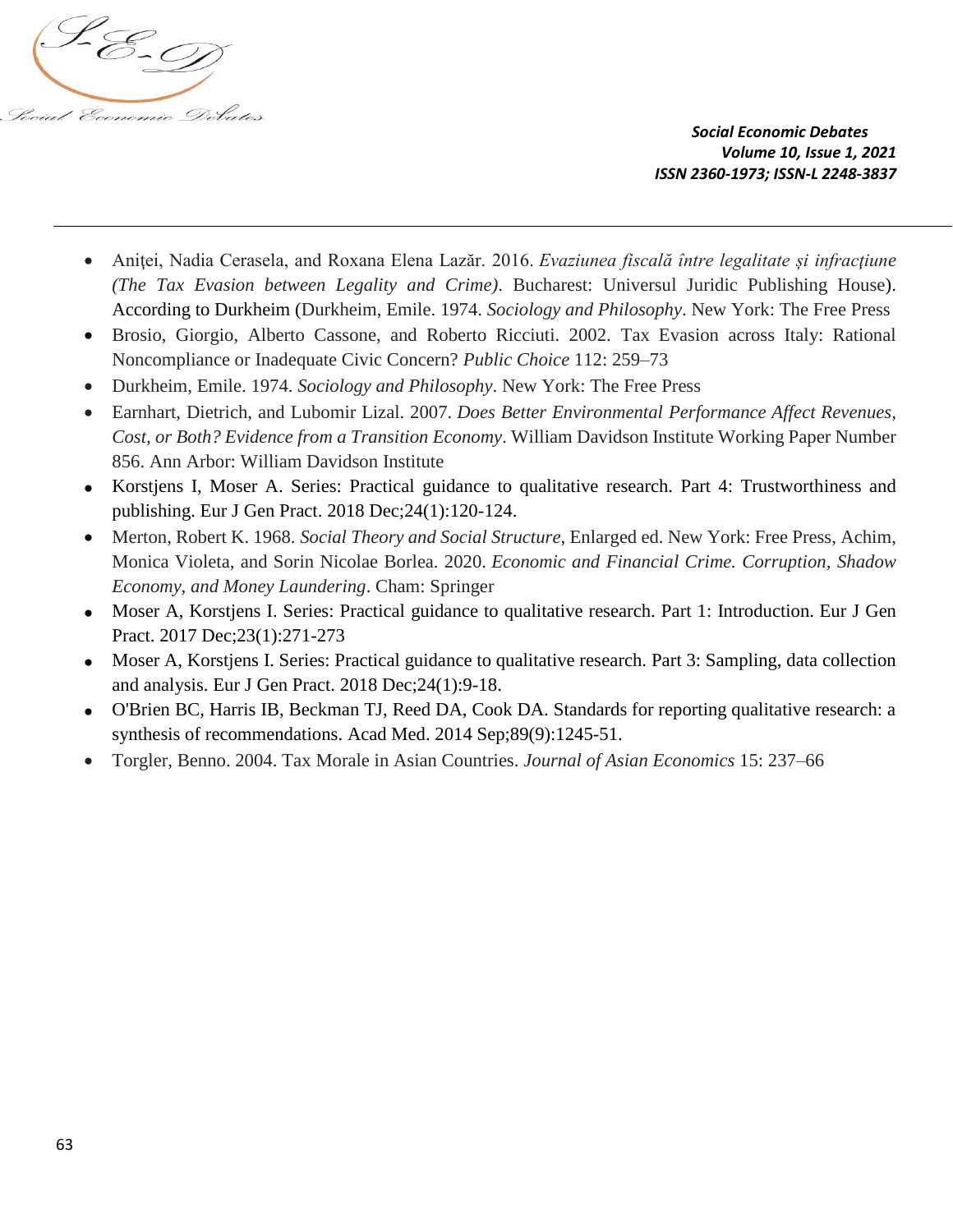- Aniței, Nadia Cerasela, and Roxana Elena Lazăr. 2016. *Evaziunea fiscală între legalitate și infracțiune (The Tax Evasion between Legality and Crime)*. Bucharest: Universul Juridic Publishing House). According to Durkheim (Durkheim, Emile. 1974. *Sociology and Philosophy*. New York: The Free Press
- Brosio, Giorgio, Alberto Cassone, and Roberto Ricciuti. 2002. Tax Evasion across Italy: Rational Noncompliance or Inadequate Civic Concern? *Public Choice* 112: 259–73
- Durkheim, Emile. 1974. *Sociology and Philosophy*. New York: The Free Press
- Earnhart, Dietrich, and Lubomir Lizal. 2007. *Does Better Environmental Performance Affect Revenues, Cost, or Both? Evidence from a Transition Economy*. William Davidson Institute Working Paper Number 856. Ann Arbor: William Davidson Institute
- Korstjens I, Moser A. Series: Practical guidance to qualitative research. Part 4: Trustworthiness and publishing. Eur J Gen Pract. 2018 Dec;24(1):120-124.
- Merton, Robert K. 1968. *Social Theory and Social Structure*, Enlarged ed. New York: Free Press, Achim, Monica Violeta, and Sorin Nicolae Borlea. 2020. *Economic and Financial Crime. Corruption, Shadow Economy, and Money Laundering*. Cham: Springer
- Moser A, Korstjens I. Series: Practical guidance to qualitative research. Part 1: Introduction. Eur J Gen Pract. 2017 Dec;23(1):271-273
- Moser A, Korstjens I. Series: Practical guidance to qualitative research. Part 3: Sampling, data collection and analysis. Eur J Gen Pract. 2018 Dec;24(1):9-18.
- O'Brien BC, Harris IB, Beckman TJ, Reed DA, Cook DA. Standards for reporting qualitative research: a synthesis of recommendations. Acad Med. 2014 Sep;89(9):1245-51.
- Torgler, Benno. 2004. Tax Morale in Asian Countries. *Journal of Asian Economics* 15: 237–66